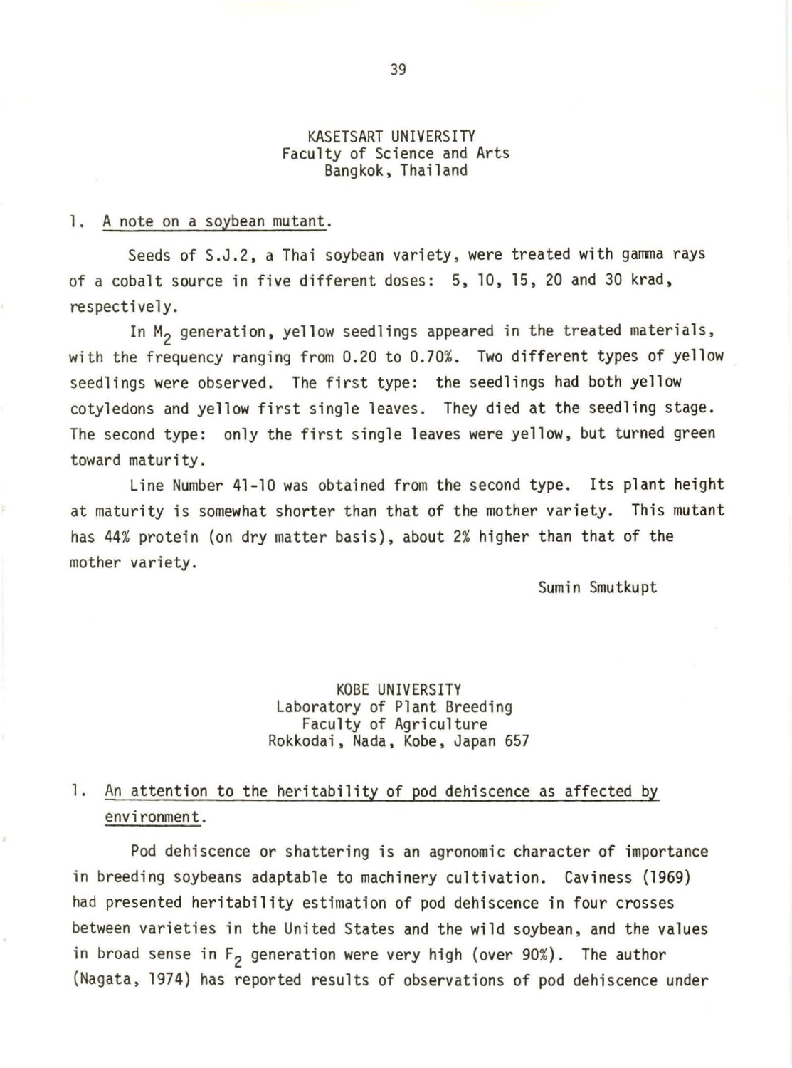## KASETSART UNIVERSITY
Faculty of Science and Arts
Bangkok, Thailand

### 1. A note on a soybean mutant.

Seeds of S.J.2, a Thai soybean variety, were treated with gamma rays of a cobalt source in five different doses: 5, 10, 15, 20 and 30 krad, respectively.

In $M_2$ generation, yellow seedlings appeared in the treated materials, with the frequency ranging from 0.20 to 0.70%. Two different types of yellow seedlings were observed. The first type: the seedlings had both yellow cotyledons and yellow first single leaves. They died at the seedling stage. The second type: only the first single leaves were yellow, but turned green toward maturity.

Line Number 41-10 was obtained from the second type. Its plant height at maturity is somewhat shorter than that of the mother variety. This mutant has 44% protein (on dry matter basis), about 2% higher than that of the mother variety.

Sumin Smutkupt

## KOBE UNIVERSITY
Laboratory of Plant Breeding
Faculty of Agriculture
Rokkodai, Nada, Kobe, Japan 657

### 1. An attention to the heritability of pod dehiscence as affected by environment.

Pod dehiscence or shattering is an agronomic character of importance in breeding soybeans adaptable to machinery cultivation. Caviness (1969) had presented heritability estimation of pod dehiscence in four crosses between varieties in the United States and the wild soybean, and the values in broad sense in $F_2$ generation were very high (over 90%). The author (Nagata, 1974) has reported results of observations of pod dehiscence under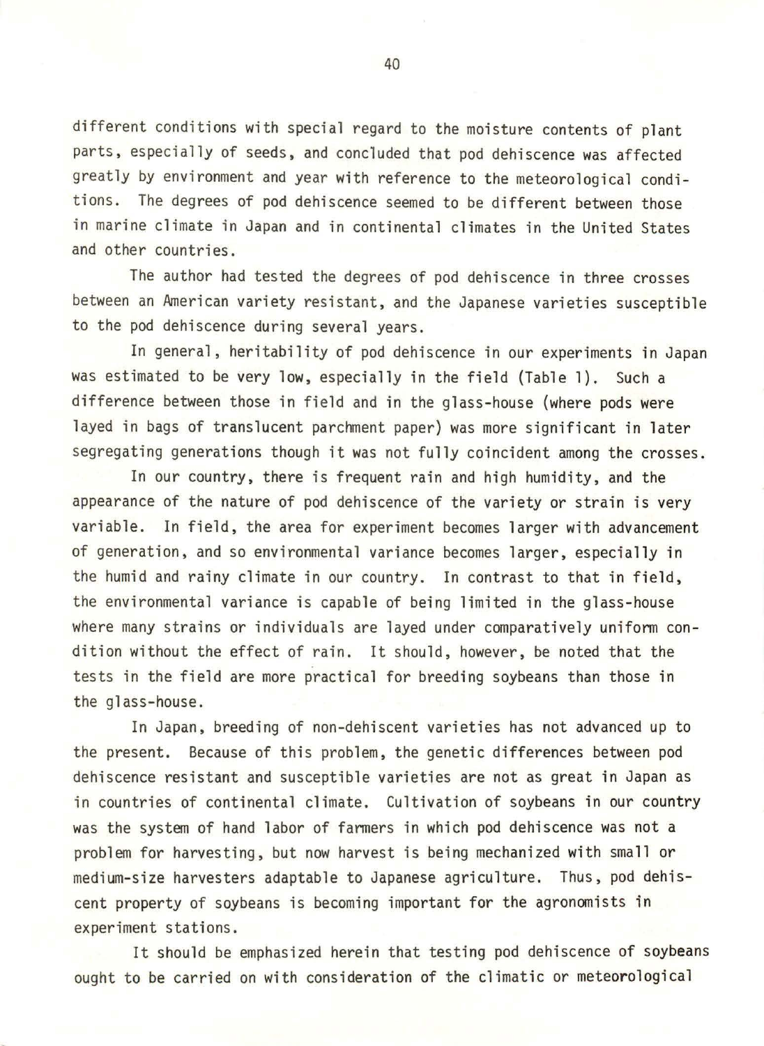different conditions with special regard to the moisture contents of plant parts, especially of seeds, and concluded that pod dehiscence was affected greatly by environment and year with reference to the meteorological conditions. The degrees of pod dehiscence seemed to be different between those in marine climate in Japan and in continental climates in the United States and other countries.

The author had tested the degrees of pod dehiscence in three crosses between an American variety resistant, and the Japanese varieties susceptible to the pod dehiscence during several years.

In general, heritability of pod dehiscence in our experiments in Japan was estimated to be very low, especially in the field (Table 1). Such a difference between those in field and in the glass-house (where pods were layed in bags of translucent parchment paper) was more significant in later segregating generations though it was not fully coincident among the crosses.

In our country, there is frequent rain and high humidity, and the appearance of the nature of pod dehiscence of the variety or strain is very variable. In field, the area for experiment becomes larger with advancement of generation, and so environmental variance becomes larger, especially in the humid and rainy climate in our country. In contrast to that in field, the environmental variance is capable of being limited in the glass-house where many strains or individuals are layed under comparatively uniform condition without the effect of rain. It should, however, be noted that the tests in the field are more practical for breeding soybeans than those in the glass-house.

In Japan, breeding of non-dehiscent varieties has not advanced up to the present. Because of this problem, the genetic differences between pod dehiscence resistant and susceptible varieties are not as great in Japan as in countries of continental climate. Cultivation of soybeans in our country was the system of hand labor of farmers in which pod dehiscence was not a problem for harvesting, but now harvest is being mechanized with small or medium-size harvesters adaptable to Japanese agriculture. Thus, pod dehiscent property of soybeans is becoming important for the agronomists in experiment stations.

It should be emphasized herein that testing pod dehiscence of soybeans ought to be carried on with consideration of the climatic or meteorological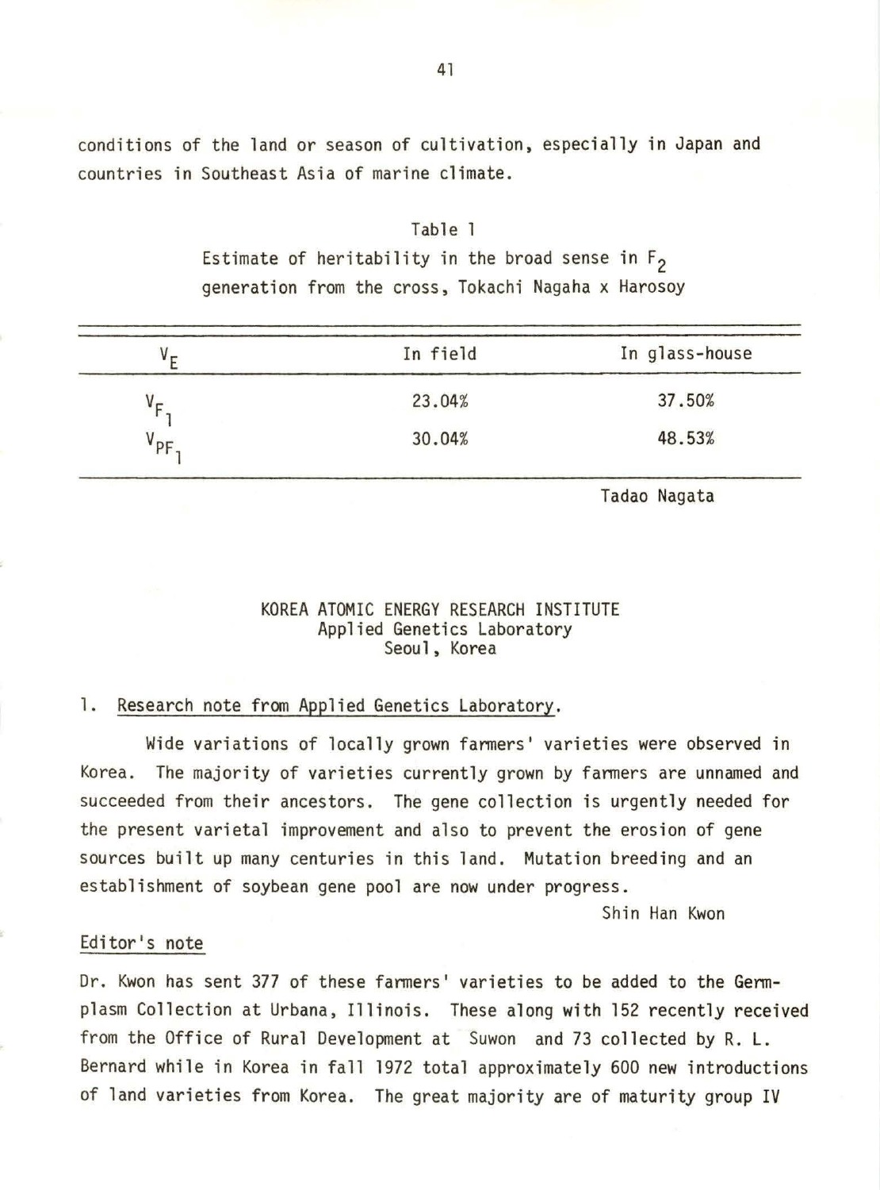conditions of the land or season of cultivation, especially in Japan and countries in Southeast Asia of marine climate.

Table 1

Estimate of heritability in the broad sense in $F_2$ generation from the cross, Tokachi Nagaha x Harosoy

| $V_E$ | In field | In glass-house |
|---|---|---|
| $V_{F_1}$ | 23.04% | 37.50% |
| $V_{PF_1}$ | 30.04% | 48.53% |

Tadao Nagata

## KOREA ATOMIC ENERGY RESEARCH INSTITUTE
### Applied Genetics Laboratory
### Seoul, Korea

1. Research note from Applied Genetics Laboratory.

Wide variations of locally grown farmers' varieties were observed in Korea. The majority of varieties currently grown by farmers are unnamed and succeeded from their ancestors. The gene collection is urgently needed for the present varietal improvement and also to prevent the erosion of gene sources built up many centuries in this land. Mutation breeding and an establishment of soybean gene pool are now under progress.

Shin Han Kwon

Editor's note

Dr. Kwon has sent 377 of these farmers' varieties to be added to the Germplasm Collection at Urbana, Illinois. These along with 152 recently received from the Office of Rural Development at Suwon and 73 collected by R. L. Bernard while in Korea in fall 1972 total approximately 600 new introductions of land varieties from Korea. The great majority are of maturity group IV